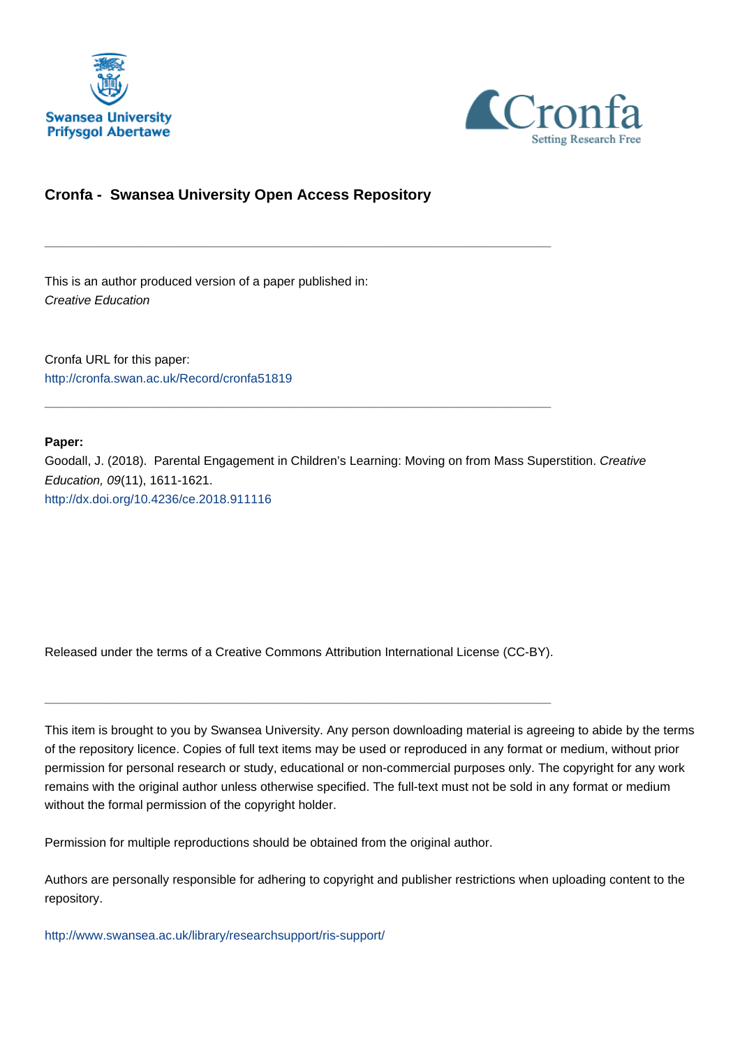Swansea University
Prifysgol Abertawe

Cronfa
Setting Research Free

## Cronfa - Swansea University Open Access Repository

---

This is an author produced version of a paper published in:
*Creative Education*

Cronfa URL for this paper:
http://cronfa.swan.ac.uk/Record/cronfa51819

---

**Paper:**
Goodall, J. (2018). Parental Engagement in Children's Learning: Moving on from Mass Superstition. *Creative Education, 09*(11), 1611-1621.
http://dx.doi.org/10.4236/ce.2018.911116

Released under the terms of a Creative Commons Attribution International License (CC-BY).

---

This item is brought to you by Swansea University. Any person downloading material is agreeing to abide by the terms of the repository licence. Copies of full text items may be used or reproduced in any format or medium, without prior permission for personal research or study, educational or non-commercial purposes only. The copyright for any work remains with the original author unless otherwise specified. The full-text must not be sold in any format or medium without the formal permission of the copyright holder.

Permission for multiple reproductions should be obtained from the original author.

Authors are personally responsible for adhering to copyright and publisher restrictions when uploading content to the repository.

http://www.swansea.ac.uk/library/researchsupport/ris-support/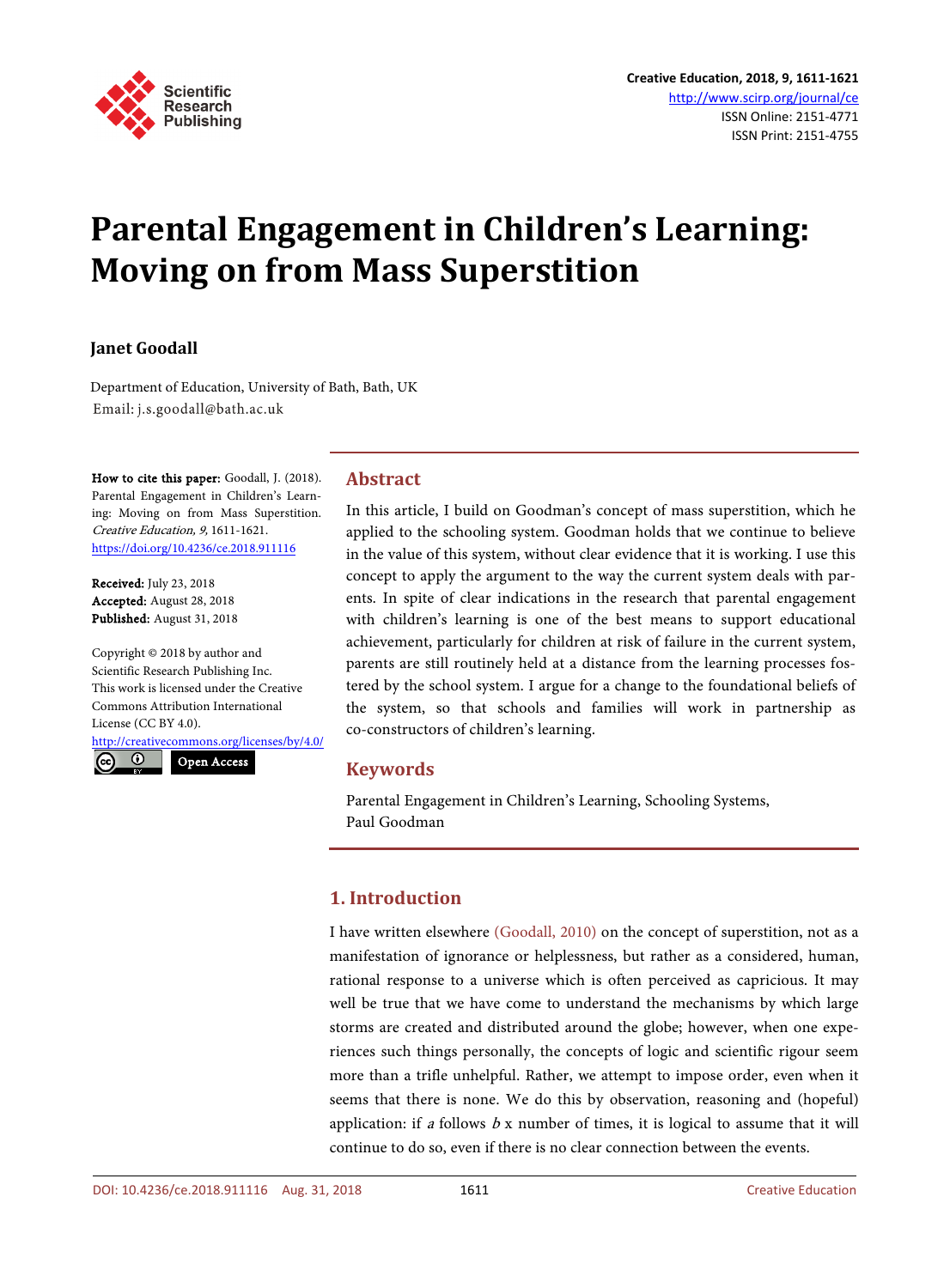# Parental Engagement in Children's Learning: Moving on from Mass Superstition

**Janet Goodall**

Department of Education, University of Bath, Bath, UK
Email: j.s.goodall@bath.ac.uk

**How to cite this paper:** Goodall, J. (2018). Parental Engagement in Children's Learning: Moving on from Mass Superstition. *Creative Education, 9,* 1611-1621.
https://doi.org/10.4236/ce.2018.911116

**Received:** July 23, 2018
**Accepted:** August 28, 2018
**Published:** August 31, 2018

Copyright © 2018 by author and Scientific Research Publishing Inc.
This work is licensed under the Creative Commons Attribution International License (CC BY 4.0).
http://creativecommons.org/licenses/by/4.0/

Open Access

## Abstract

In this article, I build on Goodman's concept of mass superstition, which he applied to the schooling system. Goodman holds that we continue to believe in the value of this system, without clear evidence that it is working. I use this concept to apply the argument to the way the current system deals with parents. In spite of clear indications in the research that parental engagement with children's learning is one of the best means to support educational achievement, particularly for children at risk of failure in the current system, parents are still routinely held at a distance from the learning processes fostered by the school system. I argue for a change to the foundational beliefs of the system, so that schools and families will work in partnership as co-constructors of children's learning.

## Keywords

Parental Engagement in Children's Learning, Schooling Systems, Paul Goodman

## 1. Introduction

I have written elsewhere (Goodall, 2010) on the concept of superstition, not as a manifestation of ignorance or helplessness, but rather as a considered, human, rational response to a universe which is often perceived as capricious. It may well be true that we have come to understand the mechanisms by which large storms are created and distributed around the globe; however, when one experiences such things personally, the concepts of logic and scientific rigour seem more than a trifle unhelpful. Rather, we attempt to impose order, even when it seems that there is none. We do this by observation, reasoning and (hopeful) application: if *a* follows *b* x number of times, it is logical to assume that it will continue to do so, even if there is no clear connection between the events.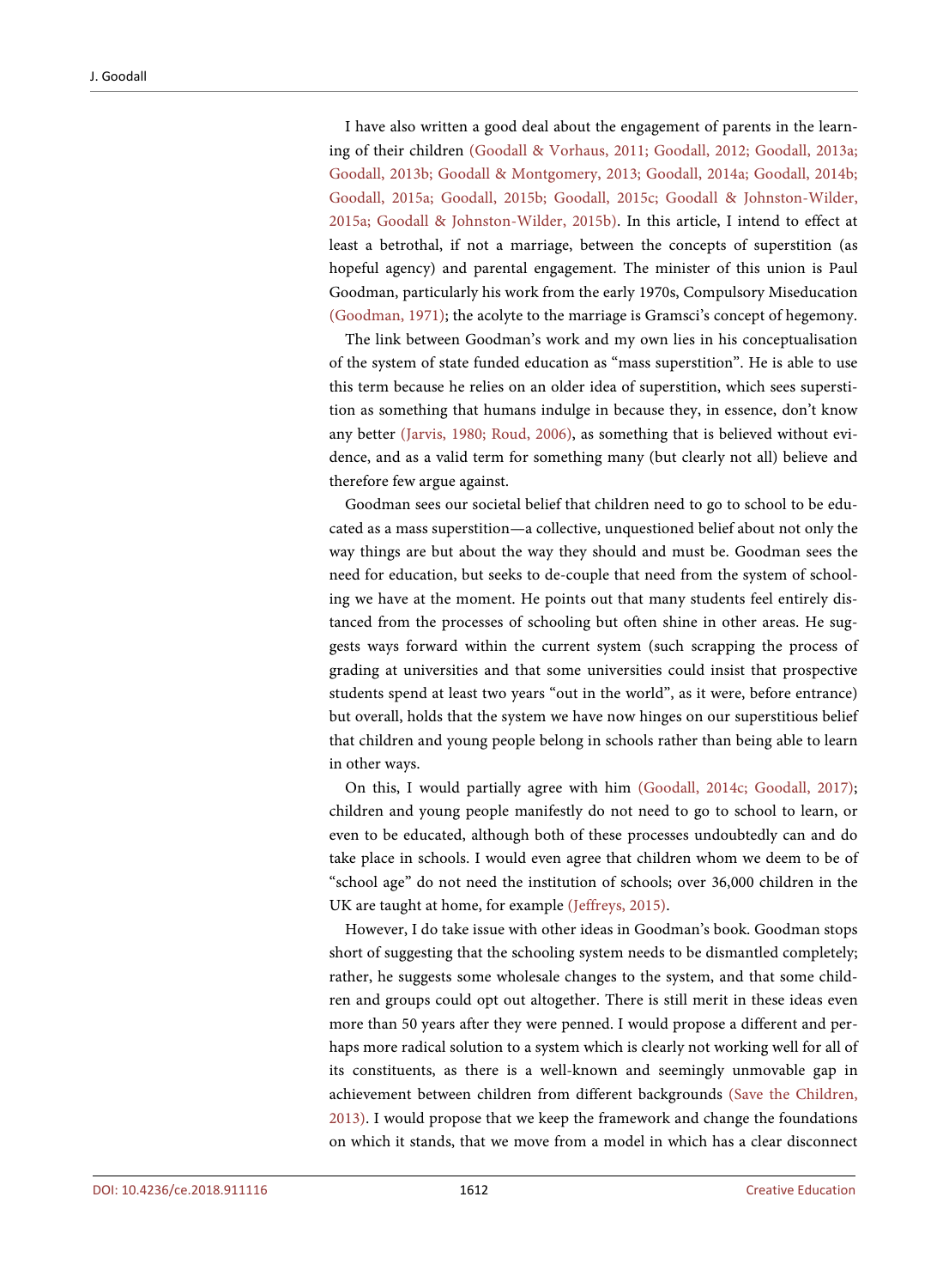I have also written a good deal about the engagement of parents in the learning of their children (Goodall & Vorhaus, 2011; Goodall, 2012; Goodall, 2013a; Goodall, 2013b; Goodall & Montgomery, 2013; Goodall, 2014a; Goodall, 2014b; Goodall, 2015a; Goodall, 2015b; Goodall, 2015c; Goodall & Johnston-Wilder, 2015a; Goodall & Johnston-Wilder, 2015b). In this article, I intend to effect at least a betrothal, if not a marriage, between the concepts of superstition (as hopeful agency) and parental engagement. The minister of this union is Paul Goodman, particularly his work from the early 1970s, Compulsory Miseducation (Goodman, 1971); the acolyte to the marriage is Gramsci's concept of hegemony.

The link between Goodman's work and my own lies in his conceptualisation of the system of state funded education as "mass superstition". He is able to use this term because he relies on an older idea of superstition, which sees superstition as something that humans indulge in because they, in essence, don't know any better (Jarvis, 1980; Roud, 2006), as something that is believed without evidence, and as a valid term for something many (but clearly not all) believe and therefore few argue against.

Goodman sees our societal belief that children need to go to school to be educated as a mass superstition—a collective, unquestioned belief about not only the way things are but about the way they should and must be. Goodman sees the need for education, but seeks to de-couple that need from the system of schooling we have at the moment. He points out that many students feel entirely distanced from the processes of schooling but often shine in other areas. He suggests ways forward within the current system (such scrapping the process of grading at universities and that some universities could insist that prospective students spend at least two years "out in the world", as it were, before entrance) but overall, holds that the system we have now hinges on our superstitious belief that children and young people belong in schools rather than being able to learn in other ways.

On this, I would partially agree with him (Goodall, 2014c; Goodall, 2017); children and young people manifestly do not need to go to school to learn, or even to be educated, although both of these processes undoubtedly can and do take place in schools. I would even agree that children whom we deem to be of "school age" do not need the institution of schools; over 36,000 children in the UK are taught at home, for example (Jeffreys, 2015).

However, I do take issue with other ideas in Goodman's book. Goodman stops short of suggesting that the schooling system needs to be dismantled completely; rather, he suggests some wholesale changes to the system, and that some children and groups could opt out altogether. There is still merit in these ideas even more than 50 years after they were penned. I would propose a different and perhaps more radical solution to a system which is clearly not working well for all of its constituents, as there is a well-known and seemingly unmovable gap in achievement between children from different backgrounds (Save the Children, 2013). I would propose that we keep the framework and change the foundations on which it stands, that we move from a model in which has a clear disconnect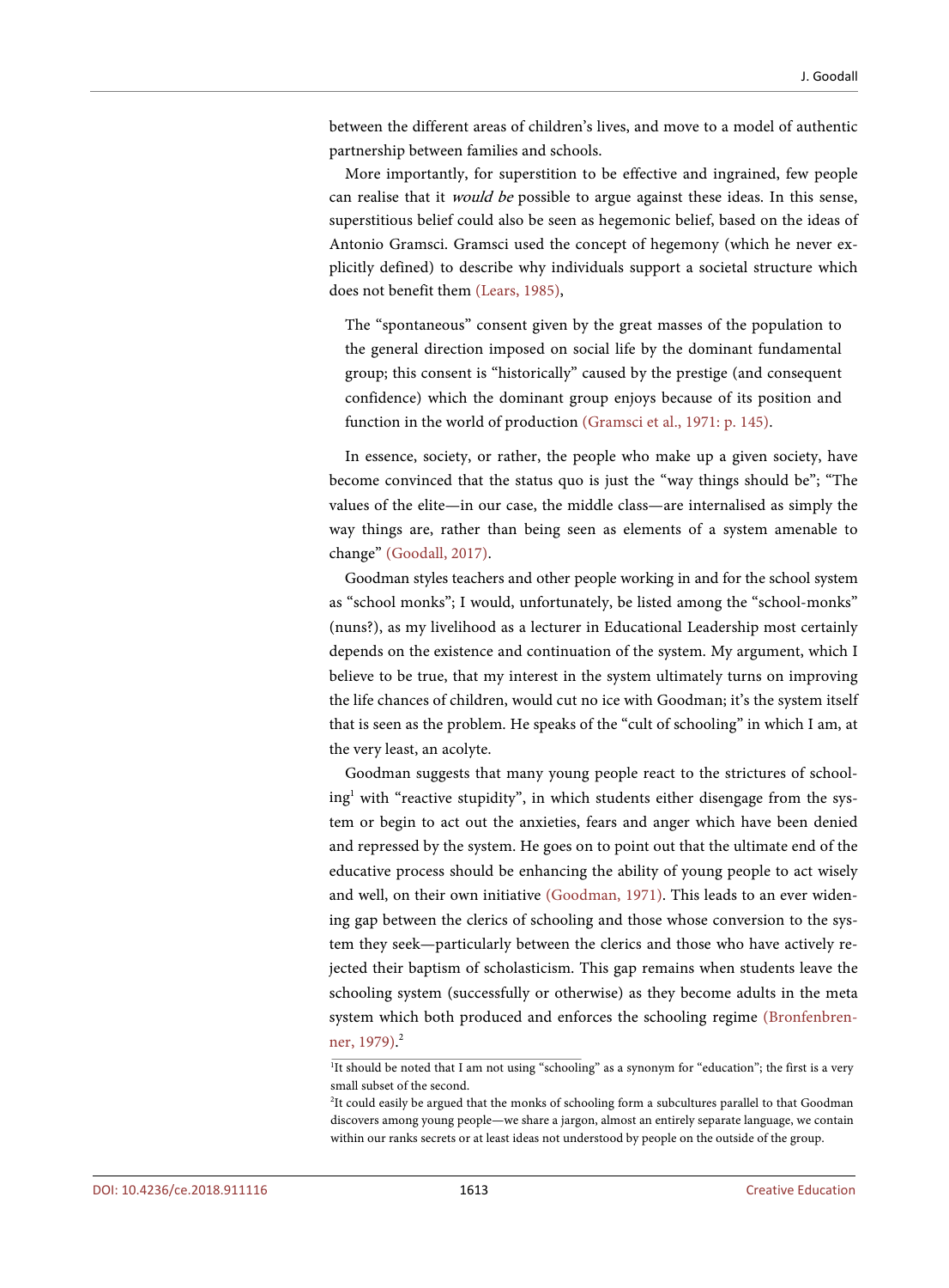between the different areas of children's lives, and move to a model of authentic partnership between families and schools.

More importantly, for superstition to be effective and ingrained, few people can realise that it *would be* possible to argue against these ideas. In this sense, superstitious belief could also be seen as hegemonic belief, based on the ideas of Antonio Gramsci. Gramsci used the concept of hegemony (which he never explicitly defined) to describe why individuals support a societal structure which does not benefit them (Lears, 1985),

> The "spontaneous" consent given by the great masses of the population to the general direction imposed on social life by the dominant fundamental group; this consent is "historically" caused by the prestige (and consequent confidence) which the dominant group enjoys because of its position and function in the world of production (Gramsci et al., 1971: p. 145).

In essence, society, or rather, the people who make up a given society, have become convinced that the status quo is just the "way things should be"; "The values of the elite—in our case, the middle class—are internalised as simply the way things are, rather than being seen as elements of a system amenable to change" (Goodall, 2017).

Goodman styles teachers and other people working in and for the school system as "school monks"; I would, unfortunately, be listed among the "school-monks" (nuns?), as my livelihood as a lecturer in Educational Leadership most certainly depends on the existence and continuation of the system. My argument, which I believe to be true, that my interest in the system ultimately turns on improving the life chances of children, would cut no ice with Goodman; it's the system itself that is seen as the problem. He speaks of the "cult of schooling" in which I am, at the very least, an acolyte.

Goodman suggests that many young people react to the strictures of schooling[1] with "reactive stupidity", in which students either disengage from the system or begin to act out the anxieties, fears and anger which have been denied and repressed by the system. He goes on to point out that the ultimate end of the educative process should be enhancing the ability of young people to act wisely and well, on their own initiative (Goodman, 1971). This leads to an ever widening gap between the clerics of schooling and those whose conversion to the system they seek—particularly between the clerics and those who have actively rejected their baptism of scholasticism. This gap remains when students leave the schooling system (successfully or otherwise) as they become adults in the meta system which both produced and enforces the schooling regime (Bronfenbrenner, 1979).[2]

[1]It should be noted that I am not using "schooling" as a synonym for "education"; the first is a very small subset of the second.

[2]It could easily be argued that the monks of schooling form a subcultures parallel to that Goodman discovers among young people—we share a jargon, almost an entirely separate language, we contain within our ranks secrets or at least ideas not understood by people on the outside of the group.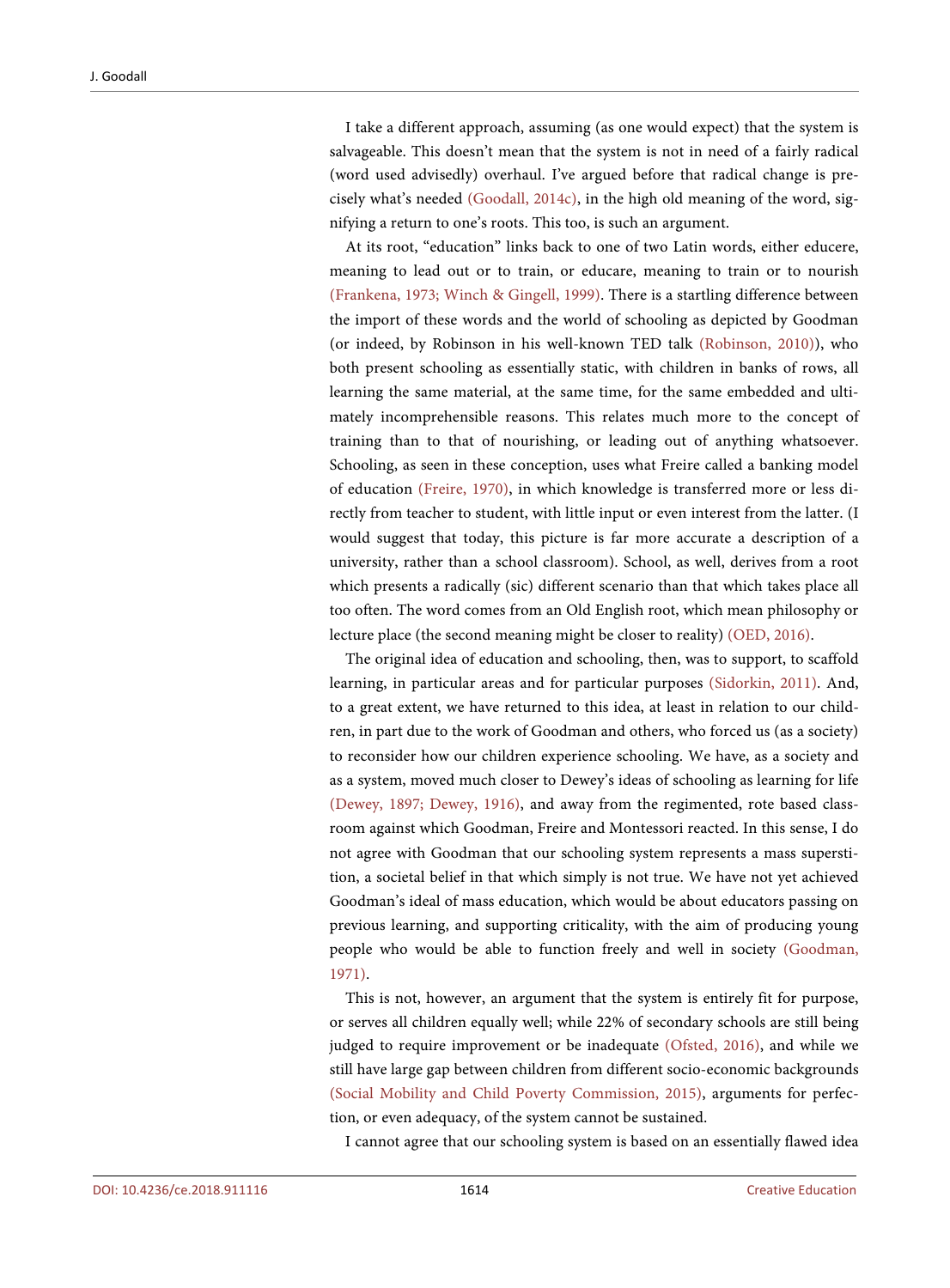I take a different approach, assuming (as one would expect) that the system is salvageable. This doesn't mean that the system is not in need of a fairly radical (word used advisedly) overhaul. I've argued before that radical change is precisely what's needed (Goodall, 2014c), in the high old meaning of the word, signifying a return to one's roots. This too, is such an argument.

At its root, "education" links back to one of two Latin words, either educere, meaning to lead out or to train, or educare, meaning to train or to nourish (Frankena, 1973; Winch & Gingell, 1999). There is a startling difference between the import of these words and the world of schooling as depicted by Goodman (or indeed, by Robinson in his well-known TED talk (Robinson, 2010)), who both present schooling as essentially static, with children in banks of rows, all learning the same material, at the same time, for the same embedded and ultimately incomprehensible reasons. This relates much more to the concept of training than to that of nourishing, or leading out of anything whatsoever. Schooling, as seen in these conception, uses what Freire called a banking model of education (Freire, 1970), in which knowledge is transferred more or less directly from teacher to student, with little input or even interest from the latter. (I would suggest that today, this picture is far more accurate a description of a university, rather than a school classroom). School, as well, derives from a root which presents a radically (sic) different scenario than that which takes place all too often. The word comes from an Old English root, which mean philosophy or lecture place (the second meaning might be closer to reality) (OED, 2016).

The original idea of education and schooling, then, was to support, to scaffold learning, in particular areas and for particular purposes (Sidorkin, 2011). And, to a great extent, we have returned to this idea, at least in relation to our children, in part due to the work of Goodman and others, who forced us (as a society) to reconsider how our children experience schooling. We have, as a society and as a system, moved much closer to Dewey's ideas of schooling as learning for life (Dewey, 1897; Dewey, 1916), and away from the regimented, rote based classroom against which Goodman, Freire and Montessori reacted. In this sense, I do not agree with Goodman that our schooling system represents a mass superstition, a societal belief in that which simply is not true. We have not yet achieved Goodman's ideal of mass education, which would be about educators passing on previous learning, and supporting criticality, with the aim of producing young people who would be able to function freely and well in society (Goodman, 1971).

This is not, however, an argument that the system is entirely fit for purpose, or serves all children equally well; while 22% of secondary schools are still being judged to require improvement or be inadequate (Ofsted, 2016), and while we still have large gap between children from different socio-economic backgrounds (Social Mobility and Child Poverty Commission, 2015), arguments for perfection, or even adequacy, of the system cannot be sustained.

I cannot agree that our schooling system is based on an essentially flawed idea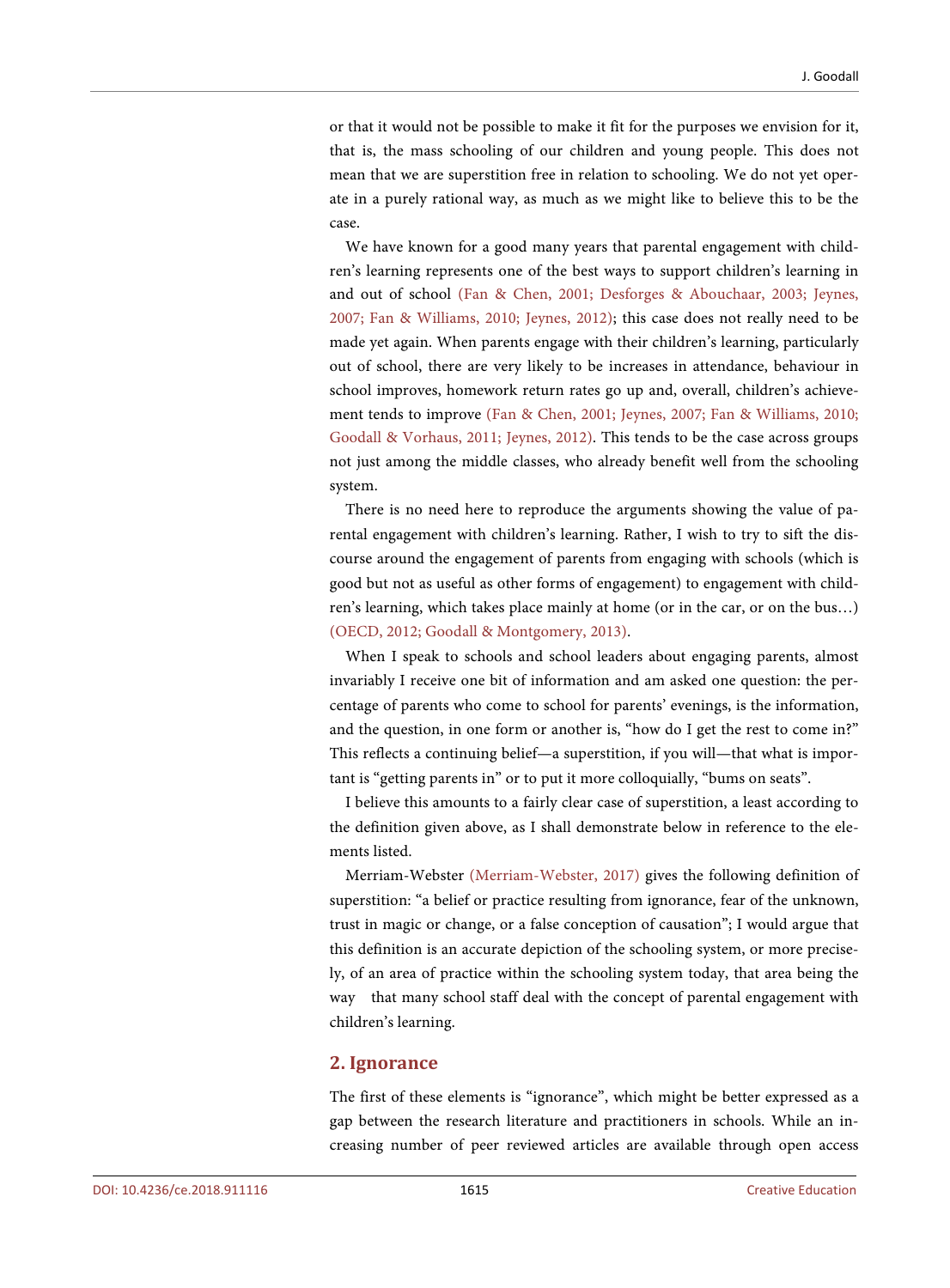or that it would not be possible to make it fit for the purposes we envision for it, that is, the mass schooling of our children and young people. This does not mean that we are superstition free in relation to schooling. We do not yet operate in a purely rational way, as much as we might like to believe this to be the case.

We have known for a good many years that parental engagement with children's learning represents one of the best ways to support children's learning in and out of school (Fan & Chen, 2001; Desforges & Abouchaar, 2003; Jeynes, 2007; Fan & Williams, 2010; Jeynes, 2012); this case does not really need to be made yet again. When parents engage with their children's learning, particularly out of school, there are very likely to be increases in attendance, behaviour in school improves, homework return rates go up and, overall, children's achievement tends to improve (Fan & Chen, 2001; Jeynes, 2007; Fan & Williams, 2010; Goodall & Vorhaus, 2011; Jeynes, 2012). This tends to be the case across groups not just among the middle classes, who already benefit well from the schooling system.

There is no need here to reproduce the arguments showing the value of parental engagement with children's learning. Rather, I wish to try to sift the discourse around the engagement of parents from engaging with schools (which is good but not as useful as other forms of engagement) to engagement with children's learning, which takes place mainly at home (or in the car, or on the bus…) (OECD, 2012; Goodall & Montgomery, 2013).

When I speak to schools and school leaders about engaging parents, almost invariably I receive one bit of information and am asked one question: the percentage of parents who come to school for parents' evenings, is the information, and the question, in one form or another is, "how do I get the rest to come in?" This reflects a continuing belief—a superstition, if you will—that what is important is "getting parents in" or to put it more colloquially, "bums on seats".

I believe this amounts to a fairly clear case of superstition, a least according to the definition given above, as I shall demonstrate below in reference to the elements listed.

Merriam-Webster (Merriam-Webster, 2017) gives the following definition of superstition: "a belief or practice resulting from ignorance, fear of the unknown, trust in magic or change, or a false conception of causation"; I would argue that this definition is an accurate depiction of the schooling system, or more precisely, of an area of practice within the schooling system today, that area being the way that many school staff deal with the concept of parental engagement with children's learning.

## 2. Ignorance

The first of these elements is "ignorance", which might be better expressed as a gap between the research literature and practitioners in schools. While an increasing number of peer reviewed articles are available through open access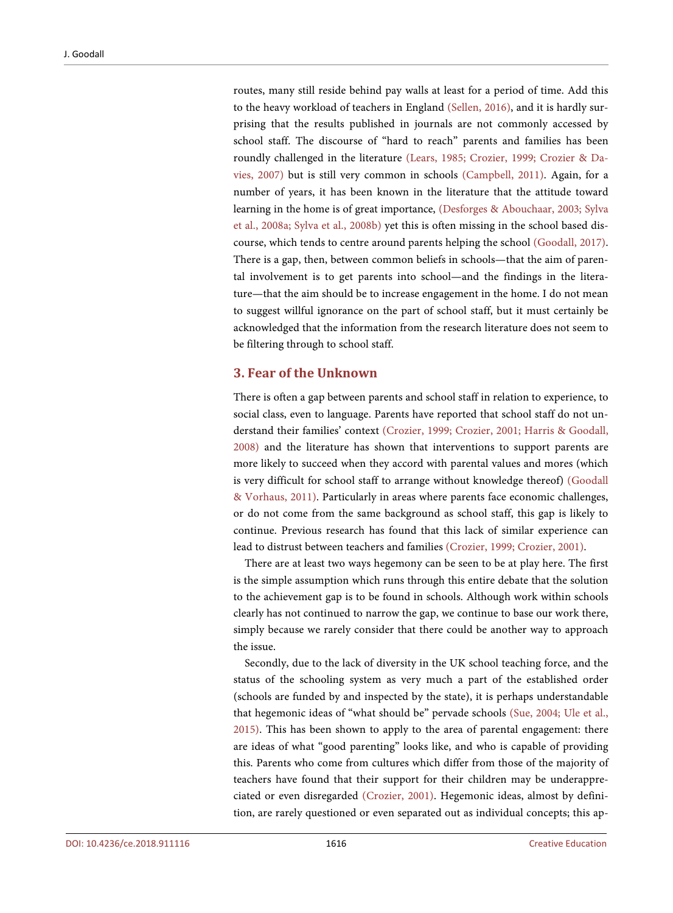routes, many still reside behind pay walls at least for a period of time. Add this to the heavy workload of teachers in England (Sellen, 2016), and it is hardly surprising that the results published in journals are not commonly accessed by school staff. The discourse of "hard to reach" parents and families has been roundly challenged in the literature (Lears, 1985; Crozier, 1999; Crozier & Davies, 2007) but is still very common in schools (Campbell, 2011). Again, for a number of years, it has been known in the literature that the attitude toward learning in the home is of great importance, (Desforges & Abouchaar, 2003; Sylva et al., 2008a; Sylva et al., 2008b) yet this is often missing in the school based discourse, which tends to centre around parents helping the school (Goodall, 2017). There is a gap, then, between common beliefs in schools—that the aim of parental involvement is to get parents into school—and the findings in the literature—that the aim should be to increase engagement in the home. I do not mean to suggest willful ignorance on the part of school staff, but it must certainly be acknowledged that the information from the research literature does not seem to be filtering through to school staff.

## 3. Fear of the Unknown

There is often a gap between parents and school staff in relation to experience, to social class, even to language. Parents have reported that school staff do not understand their families' context (Crozier, 1999; Crozier, 2001; Harris & Goodall, 2008) and the literature has shown that interventions to support parents are more likely to succeed when they accord with parental values and mores (which is very difficult for school staff to arrange without knowledge thereof) (Goodall & Vorhaus, 2011). Particularly in areas where parents face economic challenges, or do not come from the same background as school staff, this gap is likely to continue. Previous research has found that this lack of similar experience can lead to distrust between teachers and families (Crozier, 1999; Crozier, 2001).

There are at least two ways hegemony can be seen to be at play here. The first is the simple assumption which runs through this entire debate that the solution to the achievement gap is to be found in schools. Although work within schools clearly has not continued to narrow the gap, we continue to base our work there, simply because we rarely consider that there could be another way to approach the issue.

Secondly, due to the lack of diversity in the UK school teaching force, and the status of the schooling system as very much a part of the established order (schools are funded by and inspected by the state), it is perhaps understandable that hegemonic ideas of "what should be" pervade schools (Sue, 2004; Ule et al., 2015). This has been shown to apply to the area of parental engagement: there are ideas of what "good parenting" looks like, and who is capable of providing this. Parents who come from cultures which differ from those of the majority of teachers have found that their support for their children may be underappreciated or even disregarded (Crozier, 2001). Hegemonic ideas, almost by definition, are rarely questioned or even separated out as individual concepts; this ap-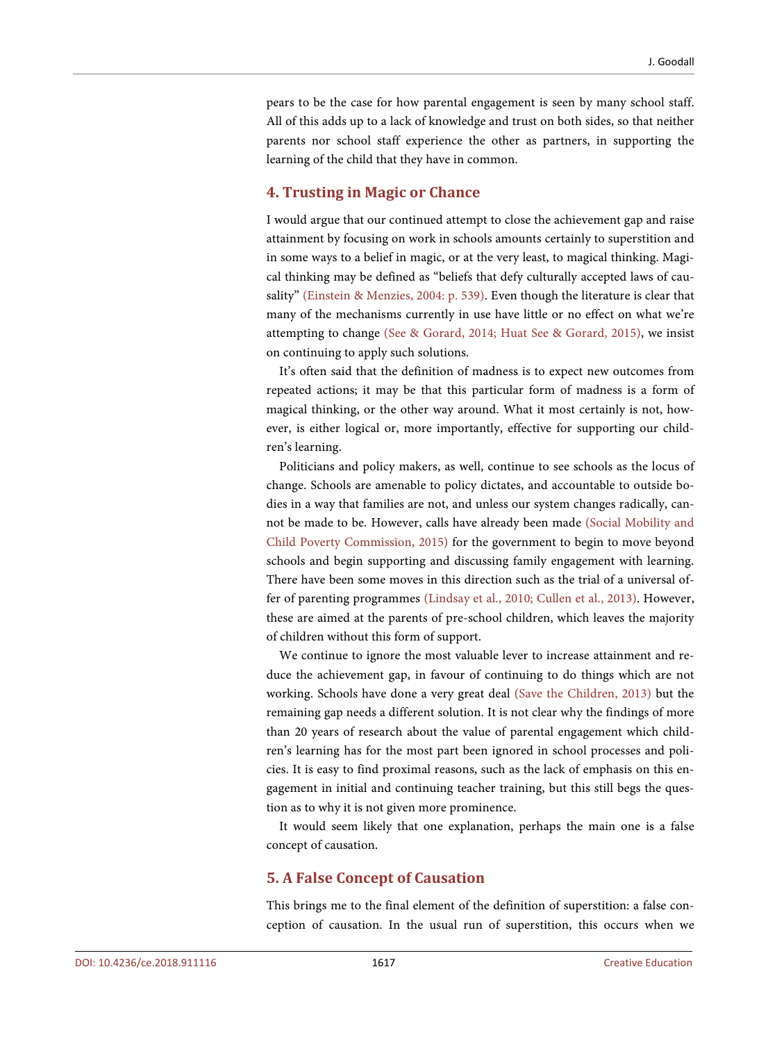pears to be the case for how parental engagement is seen by many school staff. All of this adds up to a lack of knowledge and trust on both sides, so that neither parents nor school staff experience the other as partners, in supporting the learning of the child that they have in common.

## 4. Trusting in Magic or Chance

I would argue that our continued attempt to close the achievement gap and raise attainment by focusing on work in schools amounts certainly to superstition and in some ways to a belief in magic, or at the very least, to magical thinking. Magical thinking may be defined as "beliefs that defy culturally accepted laws of causality" (Einstein & Menzies, 2004: p. 539). Even though the literature is clear that many of the mechanisms currently in use have little or no effect on what we're attempting to change (See & Gorard, 2014; Huat See & Gorard, 2015), we insist on continuing to apply such solutions.

It's often said that the definition of madness is to expect new outcomes from repeated actions; it may be that this particular form of madness is a form of magical thinking, or the other way around. What it most certainly is not, however, is either logical or, more importantly, effective for supporting our children's learning.

Politicians and policy makers, as well, continue to see schools as the locus of change. Schools are amenable to policy dictates, and accountable to outside bodies in a way that families are not, and unless our system changes radically, cannot be made to be. However, calls have already been made (Social Mobility and Child Poverty Commission, 2015) for the government to begin to move beyond schools and begin supporting and discussing family engagement with learning. There have been some moves in this direction such as the trial of a universal offer of parenting programmes (Lindsay et al., 2010; Cullen et al., 2013). However, these are aimed at the parents of pre-school children, which leaves the majority of children without this form of support.

We continue to ignore the most valuable lever to increase attainment and reduce the achievement gap, in favour of continuing to do things which are not working. Schools have done a very great deal (Save the Children, 2013) but the remaining gap needs a different solution. It is not clear why the findings of more than 20 years of research about the value of parental engagement which children's learning has for the most part been ignored in school processes and policies. It is easy to find proximal reasons, such as the lack of emphasis on this engagement in initial and continuing teacher training, but this still begs the question as to why it is not given more prominence.

It would seem likely that one explanation, perhaps the main one is a false concept of causation.

## 5. A False Concept of Causation

This brings me to the final element of the definition of superstition: a false conception of causation. In the usual run of superstition, this occurs when we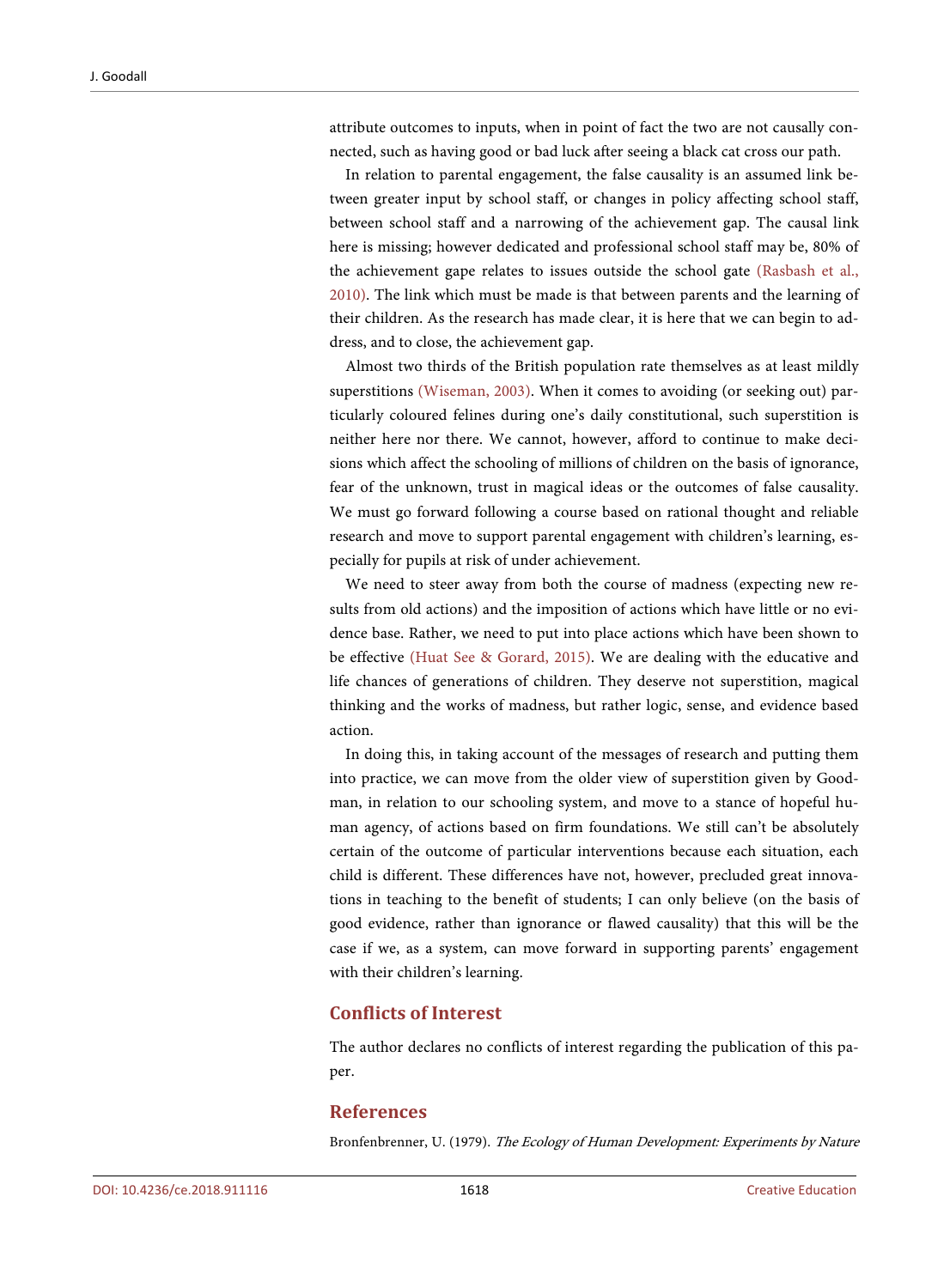attribute outcomes to inputs, when in point of fact the two are not causally connected, such as having good or bad luck after seeing a black cat cross our path.

In relation to parental engagement, the false causality is an assumed link between greater input by school staff, or changes in policy affecting school staff, between school staff and a narrowing of the achievement gap. The causal link here is missing; however dedicated and professional school staff may be, 80% of the achievement gape relates to issues outside the school gate (Rasbash et al., 2010). The link which must be made is that between parents and the learning of their children. As the research has made clear, it is here that we can begin to address, and to close, the achievement gap.

Almost two thirds of the British population rate themselves as at least mildly superstitions (Wiseman, 2003). When it comes to avoiding (or seeking out) particularly coloured felines during one's daily constitutional, such superstition is neither here nor there. We cannot, however, afford to continue to make decisions which affect the schooling of millions of children on the basis of ignorance, fear of the unknown, trust in magical ideas or the outcomes of false causality. We must go forward following a course based on rational thought and reliable research and move to support parental engagement with children's learning, especially for pupils at risk of under achievement.

We need to steer away from both the course of madness (expecting new results from old actions) and the imposition of actions which have little or no evidence base. Rather, we need to put into place actions which have been shown to be effective (Huat See & Gorard, 2015). We are dealing with the educative and life chances of generations of children. They deserve not superstition, magical thinking and the works of madness, but rather logic, sense, and evidence based action.

In doing this, in taking account of the messages of research and putting them into practice, we can move from the older view of superstition given by Goodman, in relation to our schooling system, and move to a stance of hopeful human agency, of actions based on firm foundations. We still can't be absolutely certain of the outcome of particular interventions because each situation, each child is different. These differences have not, however, precluded great innovations in teaching to the benefit of students; I can only believe (on the basis of good evidence, rather than ignorance or flawed causality) that this will be the case if we, as a system, can move forward in supporting parents' engagement with their children's learning.

## Conflicts of Interest

The author declares no conflicts of interest regarding the publication of this paper.

## References

Bronfenbrenner, U. (1979). *The Ecology of Human Development: Experiments by Nature*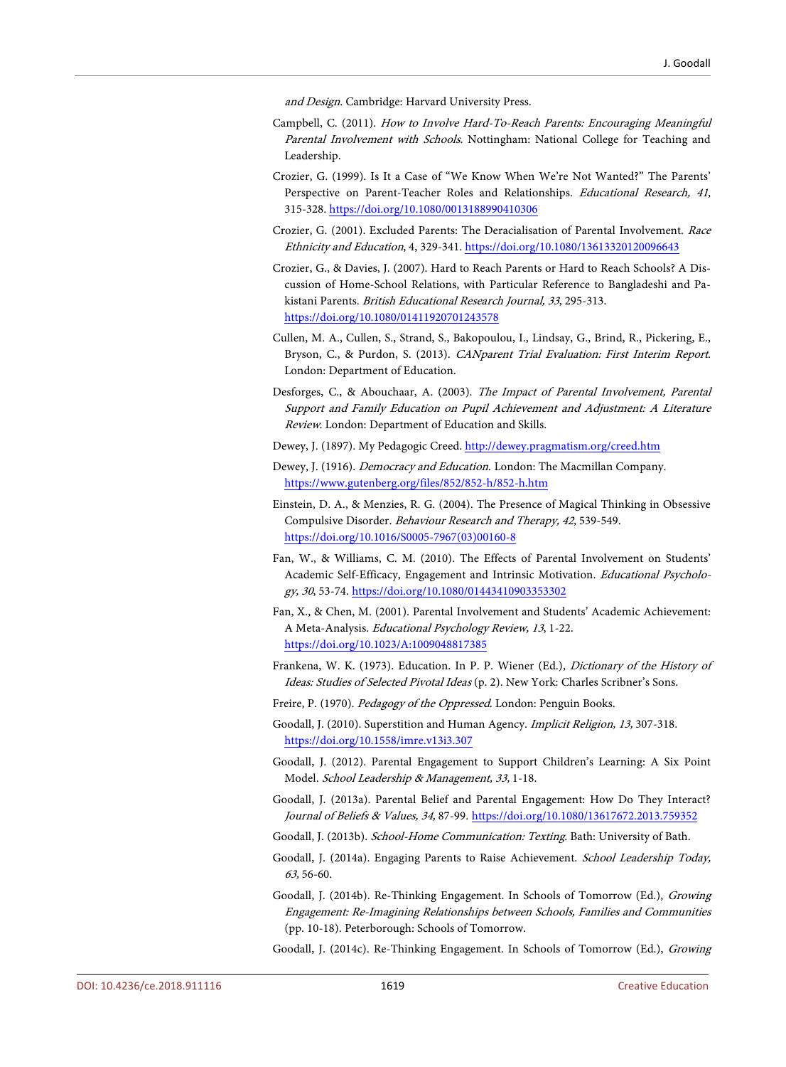and Design. Cambridge: Harvard University Press.

Campbell, C. (2011). *How to Involve Hard-To-Reach Parents: Encouraging Meaningful Parental Involvement with Schools.* Nottingham: National College for Teaching and Leadership.

Crozier, G. (1999). Is It a Case of "We Know When We're Not Wanted?" The Parents' Perspective on Parent-Teacher Roles and Relationships. *Educational Research, 41*, 315-328. https://doi.org/10.1080/0013188990410306

Crozier, G. (2001). Excluded Parents: The Deracialisation of Parental Involvement. *Race Ethnicity and Education*, 4, 329-341. https://doi.org/10.1080/13613320120096643

Crozier, G., & Davies, J. (2007). Hard to Reach Parents or Hard to Reach Schools? A Discussion of Home-School Relations, with Particular Reference to Bangladeshi and Pakistani Parents. *British Educational Research Journal, 33*, 295-313. https://doi.org/10.1080/01411920701243578

Cullen, M. A., Cullen, S., Strand, S., Bakopoulou, I., Lindsay, G., Brind, R., Pickering, E., Bryson, C., & Purdon, S. (2013). *CANparent Trial Evaluation: First Interim Report*. London: Department of Education.

Desforges, C., & Abouchaar, A. (2003). *The Impact of Parental Involvement, Parental Support and Family Education on Pupil Achievement and Adjustment: A Literature Review.* London: Department of Education and Skills.

Dewey, J. (1897). My Pedagogic Creed. http://dewey.pragmatism.org/creed.htm

Dewey, J. (1916). *Democracy and Education*. London: The Macmillan Company. https://www.gutenberg.org/files/852/852-h/852-h.htm

Einstein, D. A., & Menzies, R. G. (2004). The Presence of Magical Thinking in Obsessive Compulsive Disorder. *Behaviour Research and Therapy, 42*, 539-549. https://doi.org/10.1016/S0005-7967(03)00160-8

Fan, W., & Williams, C. M. (2010). The Effects of Parental Involvement on Students' Academic Self-Efficacy, Engagement and Intrinsic Motivation. *Educational Psychology, 30*, 53-74. https://doi.org/10.1080/01443410903353302

Fan, X., & Chen, M. (2001). Parental Involvement and Students' Academic Achievement: A Meta-Analysis. *Educational Psychology Review, 13*, 1-22. https://doi.org/10.1023/A:1009048817385

Frankena, W. K. (1973). Education. In P. P. Wiener (Ed.), *Dictionary of the History of Ideas: Studies of Selected Pivotal Ideas* (p. 2). New York: Charles Scribner's Sons.

Freire, P. (1970). *Pedagogy of the Oppressed*. London: Penguin Books.

Goodall, J. (2010). Superstition and Human Agency. *Implicit Religion, 13,* 307-318. https://doi.org/10.1558/imre.v13i3.307

Goodall, J. (2012). Parental Engagement to Support Children's Learning: A Six Point Model. *School Leadership & Management, 33,* 1-18.

Goodall, J. (2013a). Parental Belief and Parental Engagement: How Do They Interact? *Journal of Beliefs & Values, 34,* 87-99. https://doi.org/10.1080/13617672.2013.759352

Goodall, J. (2013b). *School-Home Communication: Texting*. Bath: University of Bath.

Goodall, J. (2014a). Engaging Parents to Raise Achievement. *School Leadership Today, 63,* 56-60.

Goodall, J. (2014b). Re-Thinking Engagement. In Schools of Tomorrow (Ed.), *Growing Engagement: Re-Imagining Relationships between Schools, Families and Communities* (pp. 10-18). Peterborough: Schools of Tomorrow.

Goodall, J. (2014c). Re-Thinking Engagement. In Schools of Tomorrow (Ed.), *Growing*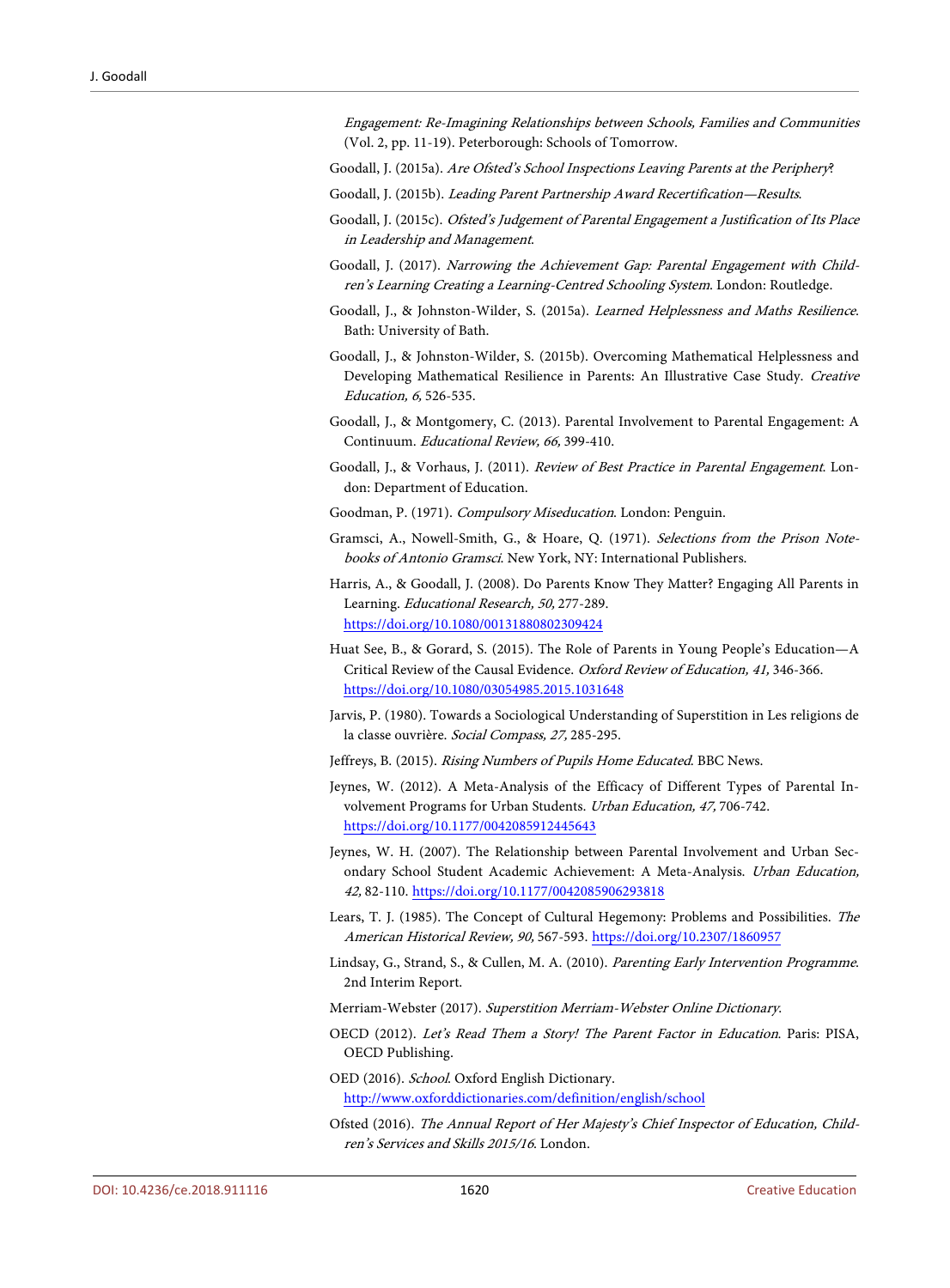*Engagement: Re-Imagining Relationships between Schools, Families and Communities* (Vol. 2, pp. 11-19). Peterborough: Schools of Tomorrow.

Goodall, J. (2015a). *Are Ofsted's School Inspections Leaving Parents at the Periphery*?

Goodall, J. (2015b). *Leading Parent Partnership Award Recertification—Results*.

Goodall, J. (2015c). *Ofsted's Judgement of Parental Engagement a Justification of Its Place in Leadership and Management*.

Goodall, J. (2017). *Narrowing the Achievement Gap: Parental Engagement with Children's Learning Creating a Learning-Centred Schooling System*. London: Routledge.

Goodall, J., & Johnston-Wilder, S. (2015a). *Learned Helplessness and Maths Resilience*. Bath: University of Bath.

Goodall, J., & Johnston-Wilder, S. (2015b). Overcoming Mathematical Helplessness and Developing Mathematical Resilience in Parents: An Illustrative Case Study. *Creative Education, 6,* 526-535.

Goodall, J., & Montgomery, C. (2013). Parental Involvement to Parental Engagement: A Continuum. *Educational Review, 66,* 399-410.

Goodall, J., & Vorhaus, J. (2011). *Review of Best Practice in Parental Engagement*. London: Department of Education.

Goodman, P. (1971). *Compulsory Miseducation*. London: Penguin.

Gramsci, A., Nowell-Smith, G., & Hoare, Q. (1971). *Selections from the Prison Notebooks of Antonio Gramsci*. New York, NY: International Publishers.

Harris, A., & Goodall, J. (2008). Do Parents Know They Matter? Engaging All Parents in Learning. *Educational Research, 50,* 277-289.
https://doi.org/10.1080/00131880802309424

Huat See, B., & Gorard, S. (2015). The Role of Parents in Young People's Education—A Critical Review of the Causal Evidence. *Oxford Review of Education, 41,* 346-366.
https://doi.org/10.1080/03054985.2015.1031648

Jarvis, P. (1980). Towards a Sociological Understanding of Superstition in Les religions de la classe ouvrière. *Social Compass, 27,* 285-295.

Jeffreys, B. (2015). *Rising Numbers of Pupils Home Educated*. BBC News.

Jeynes, W. (2012). A Meta-Analysis of the Efficacy of Different Types of Parental Involvement Programs for Urban Students. *Urban Education, 47,* 706-742.
https://doi.org/10.1177/0042085912445643

Jeynes, W. H. (2007). The Relationship between Parental Involvement and Urban Secondary School Student Academic Achievement: A Meta-Analysis. *Urban Education, 42,* 82-110. https://doi.org/10.1177/0042085906293818

Lears, T. J. (1985). The Concept of Cultural Hegemony: Problems and Possibilities. *The American Historical Review, 90,* 567-593. https://doi.org/10.2307/1860957

Lindsay, G., Strand, S., & Cullen, M. A. (2010). *Parenting Early Intervention Programme*. 2nd Interim Report.

Merriam-Webster (2017). *Superstition Merriam-Webster Online Dictionary*.

OECD (2012). *Let's Read Them a Story! The Parent Factor in Education*. Paris: PISA, OECD Publishing.

OED (2016). *School*. Oxford English Dictionary.
http://www.oxforddictionaries.com/definition/english/school

Ofsted (2016). *The Annual Report of Her Majesty's Chief Inspector of Education, Children's Services and Skills 2015/16*. London.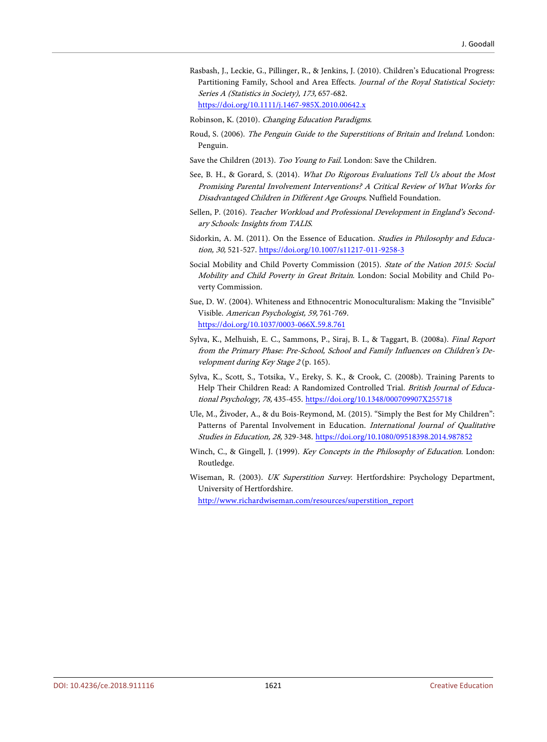Rasbash, J., Leckie, G., Pillinger, R., & Jenkins, J. (2010). Children's Educational Progress: Partitioning Family, School and Area Effects. *Journal of the Royal Statistical Society: Series A (Statistics in Society), 173,* 657-682. https://doi.org/10.1111/j.1467-985X.2010.00642.x

Robinson, K. (2010). *Changing Education Paradigms*.

Roud, S. (2006). *The Penguin Guide to the Superstitions of Britain and Ireland*. London: Penguin.

Save the Children (2013). *Too Young to Fail*. London: Save the Children.

See, B. H., & Gorard, S. (2014). *What Do Rigorous Evaluations Tell Us about the Most Promising Parental Involvement Interventions? A Critical Review of What Works for Disadvantaged Children in Different Age Groups*. Nuffield Foundation.

Sellen, P. (2016). *Teacher Workload and Professional Development in England's Secondary Schools: Insights from TALIS*.

Sidorkin, A. M. (2011). On the Essence of Education. *Studies in Philosophy and Education, 30,* 521-527. https://doi.org/10.1007/s11217-011-9258-3

Social Mobility and Child Poverty Commission (2015). *State of the Nation 2015: Social Mobility and Child Poverty in Great Britain*. London: Social Mobility and Child Poverty Commission.

Sue, D. W. (2004). Whiteness and Ethnocentric Monoculturalism: Making the "Invisible" Visible. *American Psychologist, 59,* 761-769. https://doi.org/10.1037/0003-066X.59.8.761

Sylva, K., Melhuish, E. C., Sammons, P., Siraj, B. I., & Taggart, B. (2008a). *Final Report from the Primary Phase: Pre-School, School and Family Influences on Children's Development during Key Stage 2* (p. 165).

Sylva, K., Scott, S., Totsika, V., Ereky, S. K., & Crook, C. (2008b). Training Parents to Help Their Children Read: A Randomized Controlled Trial. *British Journal of Educational Psychology, 78,* 435-455. https://doi.org/10.1348/000709907X255718

Ule, M., Živoder, A., & du Bois-Reymond, M. (2015). "Simply the Best for My Children": Patterns of Parental Involvement in Education. *International Journal of Qualitative Studies in Education, 28,* 329-348. https://doi.org/10.1080/09518398.2014.987852

Winch, C., & Gingell, J. (1999). *Key Concepts in the Philosophy of Education*. London: Routledge.

Wiseman, R. (2003). *UK Superstition Survey*. Hertfordshire: Psychology Department, University of Hertfordshire. http://www.richardwiseman.com/resources/superstition_report